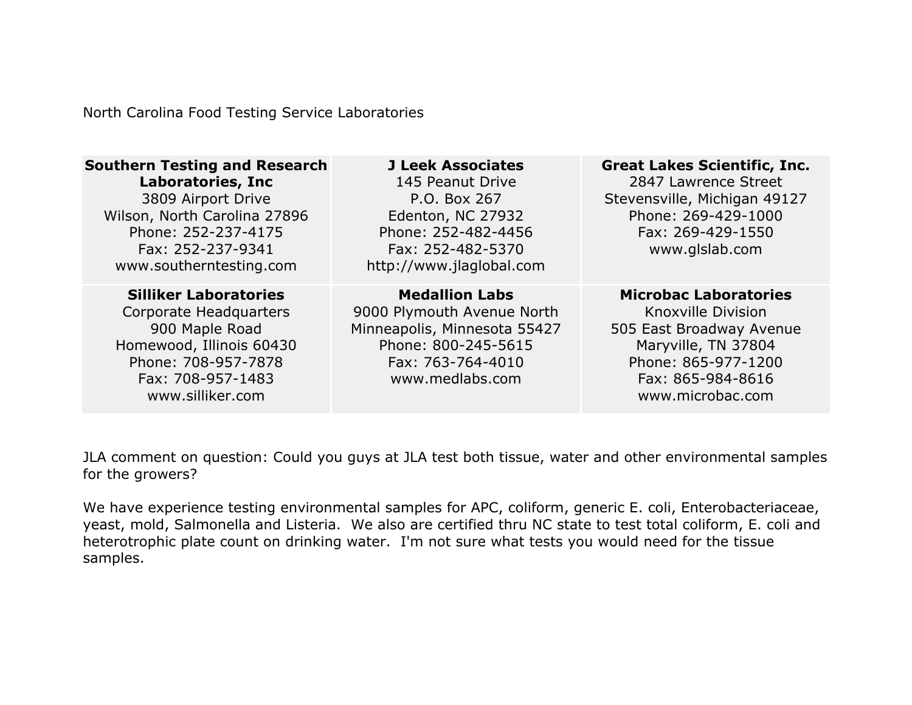North Carolina Food Testing Service Laboratories

| | | |
|---|---|---|
| **Southern Testing and Research Laboratories, Inc**<br>3809 Airport Drive<br>Wilson, North Carolina 27896<br>Phone: 252-237-4175<br>Fax: 252-237-9341<br>www.southerntesting.com | **J Leek Associates**<br>145 Peanut Drive<br>P.O. Box 267<br>Edenton, NC 27932<br>Phone: 252-482-4456<br>Fax: 252-482-5370<br>http://www.jlaglobal.com | **Great Lakes Scientific, Inc.**<br>2847 Lawrence Street<br>Stevensville, Michigan 49127<br>Phone: 269-429-1000<br>Fax: 269-429-1550<br>www.glslab.com |
| **Silliker Laboratories**<br>Corporate Headquarters<br>900 Maple Road<br>Homewood, Illinois 60430<br>Phone: 708-957-7878<br>Fax: 708-957-1483<br>www.silliker.com | **Medallion Labs**<br>9000 Plymouth Avenue North<br>Minneapolis, Minnesota 55427<br>Phone: 800-245-5615<br>Fax: 763-764-4010<br>www.medlabs.com | **Microbac Laboratories**<br>Knoxville Division<br>505 East Broadway Avenue<br>Maryville, TN 37804<br>Phone: 865-977-1200<br>Fax: 865-984-8616<br>www.microbac.com |

JLA comment on question: Could you guys at JLA test both tissue, water and other environmental samples for the growers?

We have experience testing environmental samples for APC, coliform, generic E. coli, Enterobacteriaceae, yeast, mold, Salmonella and Listeria. We also are certified thru NC state to test total coliform, E. coli and heterotrophic plate count on drinking water. I'm not sure what tests you would need for the tissue samples.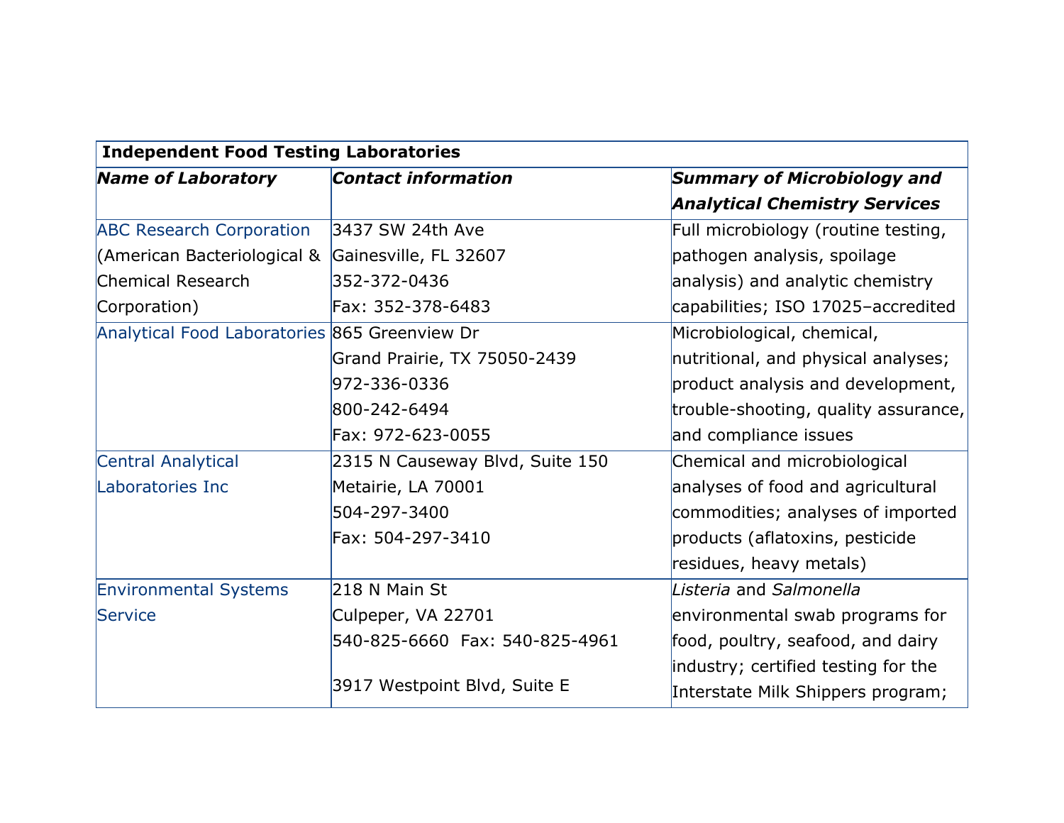| Independent Food Testing Laboratories | | |
|---|---|---|
| ***Name of Laboratory*** | ***Contact information*** | ***Summary of Microbiology and Analytical Chemistry Services*** |
| ABC Research Corporation (American Bacteriological & Chemical Research Corporation) | 3437 SW 24th Ave<br>Gainesville, FL 32607<br>352-372-0436<br>Fax: 352-378-6483 | Full microbiology (routine testing, pathogen analysis, spoilage analysis) and analytic chemistry capabilities; ISO 17025–accredited |
| Analytical Food Laboratories | 865 Greenview Dr<br>Grand Prairie, TX 75050-2439<br>972-336-0336<br>800-242-6494<br>Fax: 972-623-0055 | Microbiological, chemical, nutritional, and physical analyses; product analysis and development, trouble-shooting, quality assurance, and compliance issues |
| Central Analytical Laboratories Inc | 2315 N Causeway Blvd, Suite 150<br>Metairie, LA 70001<br>504-297-3400<br>Fax: 504-297-3410 | Chemical and microbiological analyses of food and agricultural commodities; analyses of imported products (aflatoxins, pesticide residues, heavy metals) |
| Environmental Systems Service | 218 N Main St<br>Culpeper, VA 22701<br>540-825-6660 Fax: 540-825-4961<br><br>3917 Westpoint Blvd, Suite E | *Listeria* and *Salmonella* environmental swab programs for food, poultry, seafood, and dairy industry; certified testing for the Interstate Milk Shippers program; |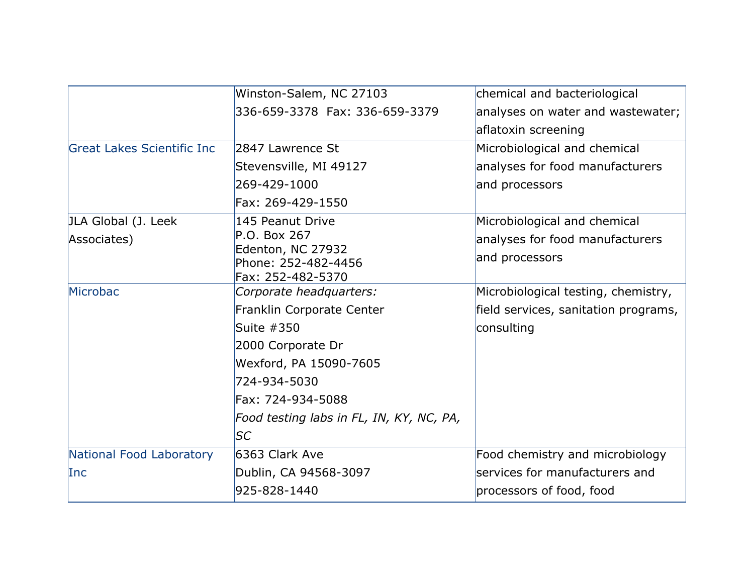| | | |
|---|---|---|
| | Winston-Salem, NC 27103<br>336-659-3378  Fax: 336-659-3379 | chemical and bacteriological analyses on water and wastewater; aflatoxin screening |
| Great Lakes Scientific Inc | 2847 Lawrence St<br>Stevensville, MI 49127<br>269-429-1000<br>Fax: 269-429-1550 | Microbiological and chemical analyses for food manufacturers and processors |
| JLA Global (J. Leek Associates) | 145 Peanut Drive<br>P.O. Box 267<br>Edenton, NC 27932<br>Phone: 252-482-4456<br>Fax: 252-482-5370 | Microbiological and chemical analyses for food manufacturers and processors |
| Microbac | *Corporate headquarters:*<br>Franklin Corporate Center<br>Suite #350<br>2000 Corporate Dr<br>Wexford, PA 15090-7605<br>724-934-5030<br>Fax: 724-934-5088<br>*Food testing labs in FL, IN, KY, NC, PA, SC* | Microbiological testing, chemistry, field services, sanitation programs, consulting |
| National Food Laboratory Inc | 6363 Clark Ave<br>Dublin, CA 94568-3097<br>925-828-1440 | Food chemistry and microbiology services for manufacturers and processors of food, food |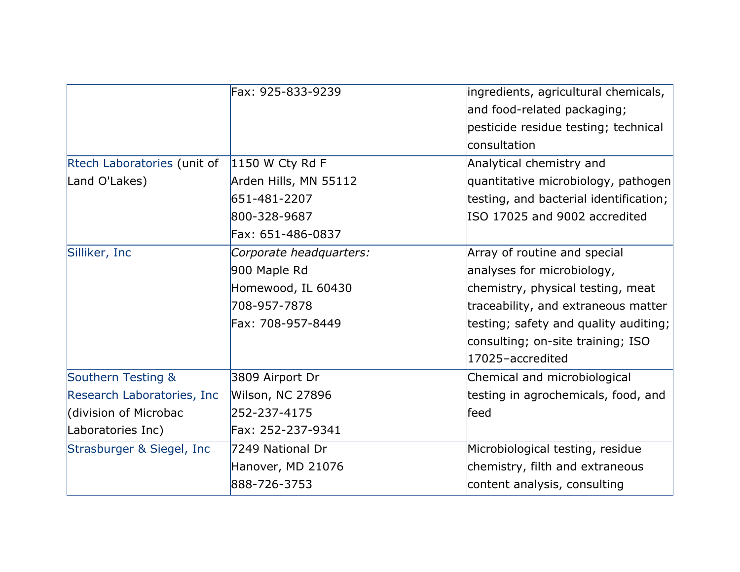| | | |
|---|---|---|
| | Fax: 925-833-9239 | ingredients, agricultural chemicals, and food-related packaging; pesticide residue testing; technical consultation |
| Rtech Laboratories (unit of Land O'Lakes) | 1150 W Cty Rd F<br>Arden Hills, MN 55112<br>651-481-2207<br>800-328-9687<br>Fax: 651-486-0837 | Analytical chemistry and quantitative microbiology, pathogen testing, and bacterial identification; ISO 17025 and 9002 accredited |
| Silliker, Inc | *Corporate headquarters:*<br>900 Maple Rd<br>Homewood, IL 60430<br>708-957-7878<br>Fax: 708-957-8449 | Array of routine and special analyses for microbiology, chemistry, physical testing, meat traceability, and extraneous matter testing; safety and quality auditing; consulting; on-site training; ISO 17025–accredited |
| Southern Testing & Research Laboratories, Inc (division of Microbac Laboratories Inc) | 3809 Airport Dr<br>Wilson, NC 27896<br>252-237-4175<br>Fax: 252-237-9341 | Chemical and microbiological testing in agrochemicals, food, and feed |
| Strasburger & Siegel, Inc | 7249 National Dr<br>Hanover, MD 21076<br>888-726-3753 | Microbiological testing, residue chemistry, filth and extraneous content analysis, consulting |